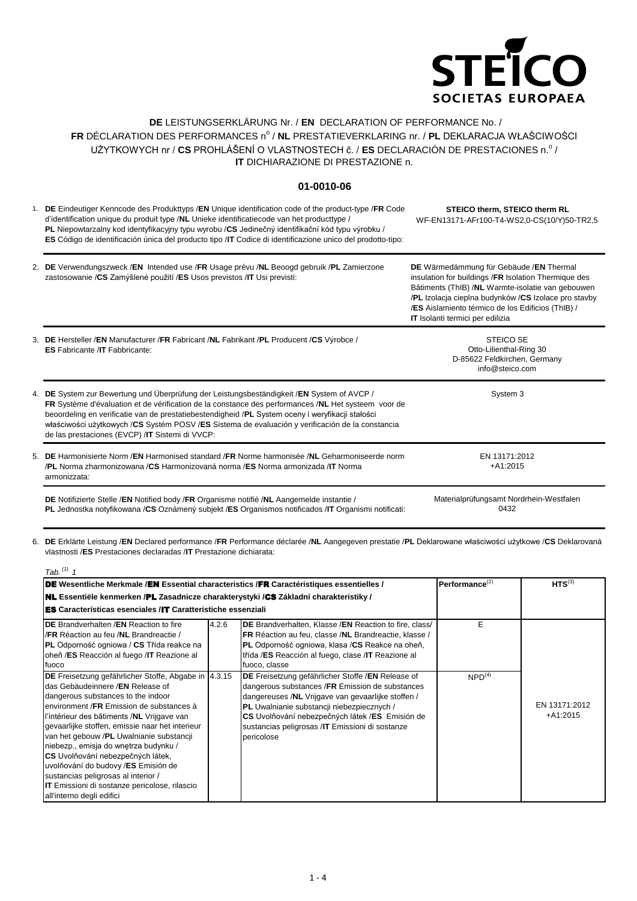STEICO SOCIETAS EUROPAEA

**DE** LEISTUNGSERKLÄRUNG Nr. / **EN** DECLARATION OF PERFORMANCE No. / **FR** DÉCLARATION DES PERFORMANCES n° / **NL** PRESTATIEVERKLARING nr. / **PL** DEKLARACJA WŁAŚCIWOŚCI UŻYTKOWYCH nr / **CS** PROHLÁŠENÍ O VLASTNOSTECH č. / **ES** DECLARACIÓN DE PRESTACIONES n.° / **IT** DICHIARAZIONE DI PRESTAZIONE n.

## 01-0010-06

1. **DE** Eindeutiger Kenncode des Produkttyps /**EN** Unique identification code of the product-type /**FR** Code d'identification unique du produit type /**NL** Unieke identificatiecode van het producttype / **PL** Niepowtarzalny kod identyfikacyjny typu wyrobu /**CS** Jedinečný identifikační kód typu výrobku / **ES** Código de identificación única del producto tipo /**IT** Codice di identificazione unico del prodotto-tipo:

   **STEICO therm, STEICO therm RL**
   WF-EN13171-AFr100-T4-WS2,0-CS(10/Y)50-TR2,5

2. **DE** Verwendungszweck /**EN** Intended use /**FR** Usage prévu /**NL** Beoogd gebruik /**PL** Zamierzone zastosowanie /**CS** Zamýšlené použití /**ES** Usos previstos /**IT** Usi previsti:

   **DE** Wärmedämmung für Gebäude /**EN** Thermal insulation for buildings /**FR** Isolation Thermique des Bâtiments (ThIB) /**NL** Warmte-isolatie van gebouwen /**PL** Izolacja cieplna budynków /**CS** Izolace pro stavby /**ES** Aislamiento térmico de los Edificios (ThIB) / **IT** Isolanti termici per edilizia

3. **DE** Hersteller /**EN** Manufacturer /**FR** Fabricant /**NL** Fabrikant /**PL** Producent /**CS** Výrobce / **ES** Fabricante /**IT** Fabbricante:

   STEICO SE
   Otto-Lilienthal-Ring 30
   D-85622 Feldkirchen, Germany
   info@steico.com

4. **DE** System zur Bewertung und Überprüfung der Leistungsbeständigkeit /**EN** System of AVCP / **FR** Système d'évaluation et de vérification de la constance des performances /**NL** Het systeem voor de beoordeling en verificatie van de prestatiebestendigheid /**PL** System oceny i weryfikacji stałości właściwości użytkowych /**CS** Systém POSV /**ES** Sistema de evaluación y verificación de la constancia de las prestaciones (EVCP) /**IT** Sistemi di VVCP:

   System 3

5. **DE** Harmonisierte Norm /**EN** Harmonised standard /**FR** Norme harmonisée /**NL** Geharmoniseerde norm /**PL** Norma zharmonizowana /**CS** Harmonizovaná norma /**ES** Norma armonizada /**IT** Norma armonizzata:

   EN 13171:2012
   +A1:2015

   **DE** Notifizierte Stelle /**EN** Notified body /**FR** Organisme notifié /**NL** Aangemelde instantie / **PL** Jednostka notyfikowana /**CS** Oznámený subjekt /**ES** Organismos notificados /**IT** Organismi notificati:

   Materialprüfungsamt Nordrhein-Westfalen
   0432

6. **DE** Erklärte Leistung /**EN** Declared performance /**FR** Performance déclarée /**NL** Aangegeven prestatie /**PL** Deklarowane właściwości użytkowe /**CS** Deklarovaná vlastnosti /**ES** Prestaciones declaradas /**IT** Prestazione dichiarata:

*Tab. [(1)] 1*

| **DE** Wesentliche Merkmale /**EN** Essential characteristics /**FR** Caractéristiques essentielles / **NL** Essentiële kenmerken /**PL** Zasadnicze charakterystyki /**CS** Základní charakteristiky / **ES** Características esenciales /**IT** Caratteristiche essenziali | | | **Performance**[(2)] | **HTS**[(3)] |
|---|---|---|---|---|
| **DE** Brandverhalten /**EN** Reaction to fire /**FR** Réaction au feu /**NL** Brandreactie / **PL** Odporność ogniowa / **CS** Třída reakce na oheň /**ES** Reacción al fuego /**IT** Reazione al fuoco | 4.2.6 | **DE** Brandverhalten, Klasse /**EN** Reaction to fire, class/ **FR** Réaction au feu, classe /**NL** Brandreactie, klasse / **PL** Odporność ogniowa, klasa /**CS** Reakce na oheň, třída /**ES** Reacción al fuego, clase /**IT** Reazione al fuoco, classe | E | EN 13171:2012 +A1:2015 |
| **DE** Freisetzung gefährlicher Stoffe, Abgabe in das Gebäudeinnere /**EN** Release of dangerous substances to the indoor environment /**FR** Emission de substances à l'intérieur des bâtiments /**NL** Vrijgave van gevaarlijke stoffen, emissie naar het interieur van het gebouw /**PL** Uwalnianie substancji niebezp., emisja do wnętrza budynku / **CS** Uvolňování nebezpečných látek, uvolňování do budovy /**ES** Emisión de sustancias peligrosas al interior / **IT** Emissioni di sostanze pericolose, rilascio all'interno degli edifici | 4.3.15 | **DE** Freisetzung gefährlicher Stoffe /**EN** Release of dangerous substances /**FR** Emission de substances dangereuses /**NL** Vrijgave van gevaarlijke stoffen / **PL** Uwalnianie substancji niebezpiecznych / **CS** Uvolňování nebezpečných látek /**ES** Emisión de sustancias peligrosas /**IT** Emissioni di sostanze pericolose | NPD[(4)] | |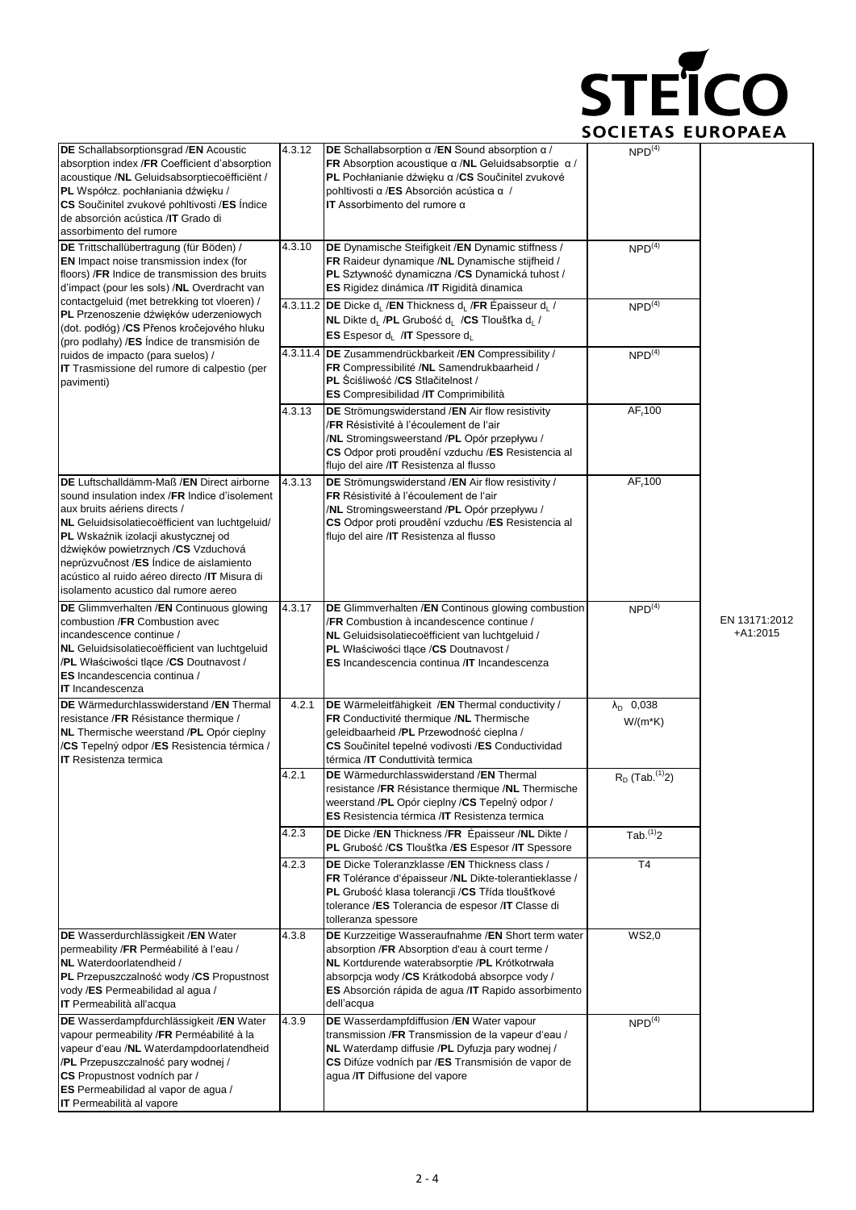| | | | | |
|---|---|---|---|---|
| **DE** Schallabsorptionsgrad /**EN** Acoustic absorption index /**FR** Coefficient d'absorption acoustique /**NL** Geluidsabsorptiecoëfficiënt / **PL** Współcz. pochłaniania dźwięku / **CS** Součinitel zvukové pohltivosti /**ES** Índice de absorción acústica /**IT** Grado di assorbimento del rumore | 4.3.12 | **DE** Schallabsorption α /**EN** Sound absorption α / **FR** Absorption acoustique α /**NL** Geluidsabsorptie α / **PL** Pochłanianie dźwięku α /**CS** Součinitel zvukové pohltivosti α /**ES** Absorción acústica α / **IT** Assorbimento del rumore α | NPD[(4)] | EN 13171:2012 +A1:2015 |
| **DE** Trittschallübertragung (für Böden) / **EN** Impact noise transmission index (for floors) /**FR** Indice de transmission des bruits d'impact (pour les sols) /**NL** Overdracht van contactgeluid (met betrekking tot vloeren) / **PL** Przenoszenie dźwięków uderzeniowych (dot. podłóg) /**CS** Přenos kročejového hluku (pro podlahy) /**ES** Índice de transmisión de ruidos de impacto (para suelos) / **IT** Trasmissione del rumore di calpestio (per pavimenti) | 4.3.10 | **DE** Dynamische Steifigkeit /**EN** Dynamic stiffness / **FR** Raideur dynamique /**NL** Dynamische stijfheid / **PL** Sztywność dynamiczna /**CS** Dynamická tuhost / **ES** Rigidez dinámica /**IT** Rigidità dinamica | NPD[(4)] | |
| | 4.3.11.2 | **DE** Dicke $d_L$ /**EN** Thickness $d_L$ /**FR** Épaisseur $d_L$ / **NL** Dikte $d_L$ /**PL** Grubość $d_L$ /**CS** Tloušťka $d_L$ / **ES** Espesor $d_L$ /**IT** Spessore $d_L$ | NPD[(4)] | |
| | 4.3.11.4 | **DE** Zusammendrückbarkeit /**EN** Compressibility / **FR** Compressibilité /**NL** Samendrukbaarheid / **PL** Ściśliwość /**CS** Stlačitelnost / **ES** Compresibilidad /**IT** Comprimibilità | NPD[(4)] | |
| | 4.3.13 | **DE** Strömungswiderstand /**EN** Air flow resistivity /**FR** Résistivité à l'écoulement de l'air /**NL** Stromingsweerstand /**PL** Opór przepływu / **CS** Odpor proti proudění vzduchu /**ES** Resistencia al flujo del aire /**IT** Resistenza al flusso | $AF_r100$ | |
| **DE** Luftschalldämm-Maß /**EN** Direct airborne sound insulation index /**FR** Indice d'isolement aux bruits aériens directs / **NL** Geluidsisolatiecoëfficient van luchtgeluid/ **PL** Wskaźnik izolacji akustycznej od dźwięków powietrznych /**CS** Vzduchová neprůzvučnost /**ES** Índice de aislamiento acústico al ruido aéreo directo /**IT** Misura di isolamento acustico dal rumore aereo | 4.3.13 | **DE** Strömungswiderstand /**EN** Air flow resistivity / **FR** Résistivité à l'écoulement de l'air /**NL** Stromingsweerstand /**PL** Opór przepływu / **CS** Odpor proti proudění vzduchu /**ES** Resistencia al flujo del aire /**IT** Resistenza al flusso | $AF_r100$ | |
| **DE** Glimmverhalten /**EN** Continuous glowing combustion /**FR** Combustion avec incandescence continue / **NL** Geluidsisolatiecoëfficient van luchtgeluid /**PL** Właściwości tlące /**CS** Doutnavost / **ES** Incandescencia continua / **IT** Incandescenza | 4.3.17 | **DE** Glimmverhalten /**EN** Continous glowing combustion /**FR** Combustion à incandescence continue / **NL** Geluidsisolatiecoëfficient van luchtgeluid / **PL** Właściwości tlące /**CS** Doutnavost / **ES** Incandescencia continua /**IT** Incandescenza | NPD[(4)] | |
| **DE** Wärmedurchlasswiderstand /**EN** Thermal resistance /**FR** Résistance thermique / **NL** Thermische weerstand /**PL** Opór cieplny /**CS** Tepelný odpor /**ES** Resistencia térmica / **IT** Resistenza termica | 4.2.1 | **DE** Wärmeleitfähigkeit /**EN** Thermal conductivity / **FR** Conductivité thermique /**NL** Thermische geleidbaarheid /**PL** Przewodność cieplna / **CS** Součinitel tepelné vodivosti /**ES** Conductividad térmica /**IT** Conduttività termica | $\lambda_D$ 0,038 W/(m*K) | |
| | 4.2.1 | **DE** Wärmedurchlasswiderstand /**EN** Thermal resistance /**FR** Résistance thermique /**NL** Thermische weerstand /**PL** Opór cieplny /**CS** Tepelný odpor / **ES** Resistencia térmica /**IT** Resistenza termica | $R_D$ (Tab.[(1)]2) | |
| | 4.2.3 | **DE** Dicke /**EN** Thickness /**FR** Épaisseur /**NL** Dikte / **PL** Grubość /**CS** Tloušťka /**ES** Espesor /**IT** Spessore | Tab.[(1)]2 | |
| | 4.2.3 | **DE** Dicke Toleranzklasse /**EN** Thickness class / **FR** Tolérance d'épaisseur /**NL** Dikte-tolerantieklasse / **PL** Grubość klasa tolerancji /**CS** Třída tloušťkové tolerance /**ES** Tolerancia de espesor /**IT** Classe di tolleranza spessore | T4 | |
| **DE** Wasserdurchlässigkeit /**EN** Water permeability /**FR** Perméabilité à l'eau / **NL** Waterdoorlatendheid / **PL** Przepuszczalność wody /**CS** Propustnost vody /**ES** Permeabilidad al agua / **IT** Permeabilità all'acqua | 4.3.8 | **DE** Kurzzeitige Wasseraufnahme /**EN** Short term water absorption /**FR** Absorption d'eau à court terme / **NL** Kortdurende waterabsorptie /**PL** Krótkotrwała absorpcja wody /**CS** Krátkodobá absorpce vody / **ES** Absorción rápida de agua /**IT** Rapido assorbimento dell'acqua | WS2,0 | |
| **DE** Wasserdampfdurchlässigkeit /**EN** Water vapour permeability /**FR** Perméabilité à la vapeur d'eau /**NL** Waterdampdoorlatendheid /**PL** Przepuszczalność pary wodnej / **CS** Propustnost vodních par / **ES** Permeabilidad al vapor de agua / **IT** Permeabilità al vapore | 4.3.9 | **DE** Wasserdampfdiffusion /**EN** Water vapour transmission /**FR** Transmission de la vapeur d'eau / **NL** Waterdamp diffusie /**PL** Dyfuzja pary wodnej / **CS** Difúze vodních par /**ES** Transmisión de vapor de agua /**IT** Diffusione del vapore | NPD[(4)] | |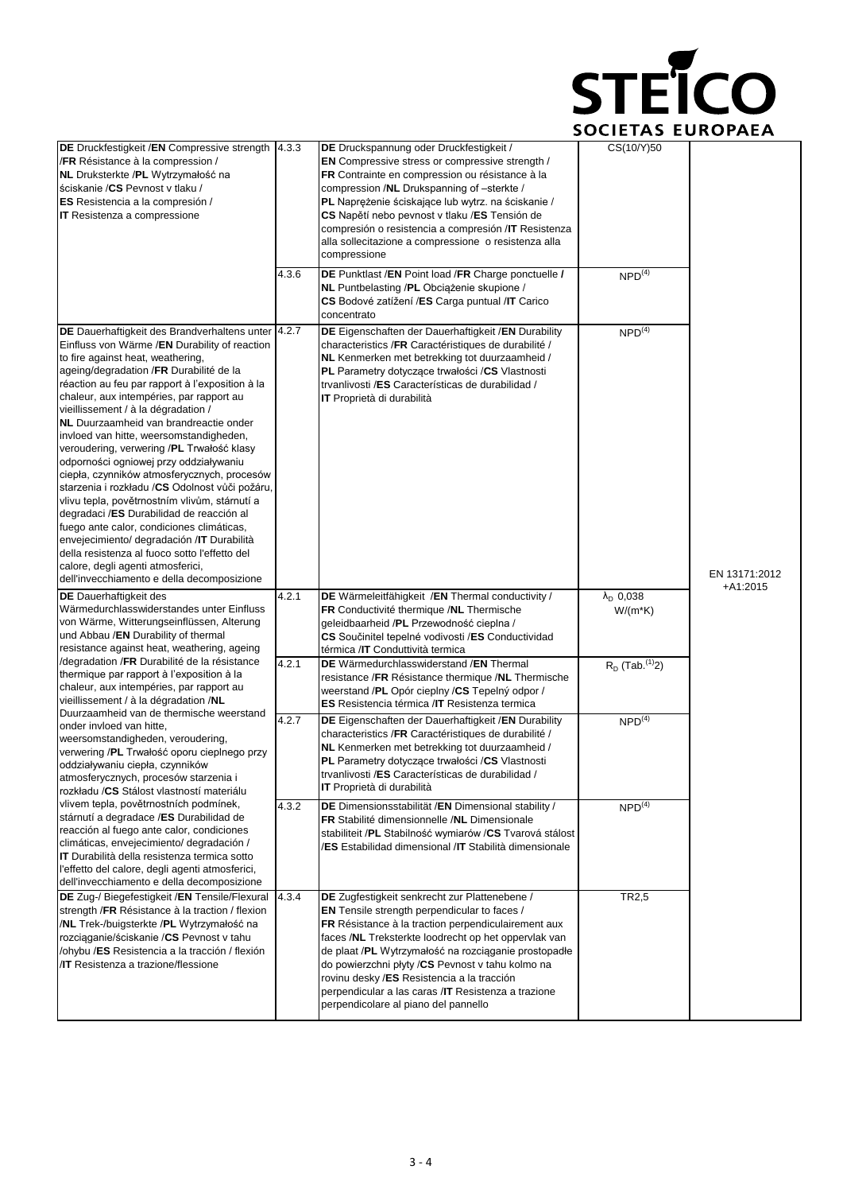# STEICO
SOCIETAS EUROPAEA

| | | | | |
|---|---|---|---|---|
| **DE** Druckfestigkeit /**EN** Compressive strength /**FR** Résistance à la compression / **NL** Druksterkte /**PL** Wytrzymałość na ściskanie /**CS** Pevnost v tlaku / **ES** Resistencia a la compresión / **IT** Resistenza a compressione | 4.3.3 | **DE** Druckspannung oder Druckfestigkeit / **EN** Compressive stress or compressive strength / **FR** Contrainte en compression ou résistance à la compression /**NL** Drukspanning of –sterkte / **PL** Naprężenie ściskające lub wytrz. na ściskanie / **CS** Napětí nebo pevnost v tlaku /**ES** Tensión de compresión o resistencia a compresión /**IT** Resistenza alla sollecitazione a compressione o resistenza alla compressione | CS(10/Y)50 | EN 13171:2012 +A1:2015 |
| | 4.3.6 | **DE** Punktlast /**EN** Point load /**FR** Charge ponctuelle / **NL** Puntbelasting /**PL** Obciążenie skupione / **CS** Bodové zatížení /**ES** Carga puntual /**IT** Carico concentrato | NPD[4] | |
| **DE** Dauerhaftigkeit des Brandverhaltens unter Einfluss von Wärme /**EN** Durability of reaction to fire against heat, weathering, ageing/degradation /**FR** Durabilité de la réaction au feu par rapport à l'exposition à la chaleur, aux intempéries, par rapport au vieillissement / à la dégradation / **NL** Duurzaamheid van brandreactie onder invloed van hitte, weersomstandigheden, veroudering, verwering /**PL** Trwałość klasy odporności ogniowej przy oddziaływaniu ciepła, czynników atmosferycznych, procesów starzenia i rozkładu /**CS** Odolnost vůči požáru, vlivu tepla, povětrnostním vlivům, stárnutí a degradaci /**ES** Durabilidad de reacción al fuego ante calor, condiciones climáticas, envejecimiento/ degradación /**IT** Durabilità della resistenza al fuoco sotto l'effetto del calore, degli agenti atmosferici, dell'invecchiamento e della decomposizione | 4.2.7 | **DE** Eigenschaften der Dauerhaftigkeit /**EN** Durability characteristics /**FR** Caractéristiques de durabilité / **NL** Kenmerken met betrekking tot duurzaamheid / **PL** Parametry dotyczące trwałości /**CS** Vlastnosti trvanlivosti /**ES** Características de durabilidad / **IT** Proprietà di durabilità | NPD[4] | |
| **DE** Dauerhaftigkeit des Wärmedurchlasswiderstandes unter Einfluss von Wärme, Witterungseinflüssen, Alterung und Abbau /**EN** Durability of thermal resistance against heat, weathering, ageing /degradation /**FR** Durabilité de la résistance thermique par rapport à l'exposition à la chaleur, aux intempéries, par rapport au vieillissement / à la dégradation /**NL** Duurzaamheid van de thermische weerstand onder invloed van hitte, weersomstandigheden, veroudering, verwering /**PL** Trwałość oporu cieplnego przy oddziaływaniu ciepła, czynników atmosferycznych, procesów starzenia i rozkładu /**CS** Stálost vlastností materiálu vlivem tepla, povětrnostních podmínek, stárnutí a degradace /**ES** Durabilidad de reacción al fuego ante calor, condiciones climáticas, envejecimiento/ degradación / **IT** Durabilità della resistenza termica sotto l'effetto del calore, degli agenti atmosferici, dell'invecchiamento e della decomposizione | 4.2.1 | **DE** Wärmeleitfähigkeit /**EN** Thermal conductivity / **FR** Conductivité thermique /**NL** Thermische geleidbaarheid /**PL** Przewodność cieplna / **CS** Součinitel tepelné vodivosti /**ES** Conductividad térmica /**IT** Conduttività termica | $\lambda_D$ 0,038 W/(m*K) | |
| | 4.2.1 | **DE** Wärmedurchlasswiderstand /**EN** Thermal resistance /**FR** Résistance thermique /**NL** Thermische weerstand /**PL** Opór cieplny /**CS** Tepelný odpor / **ES** Resistencia térmica /**IT** Resistenza termica | $R_D$ (Tab.[1]2) | |
| | 4.2.7 | **DE** Eigenschaften der Dauerhaftigkeit /**EN** Durability characteristics /**FR** Caractéristiques de durabilité / **NL** Kenmerken met betrekking tot duurzaamheid / **PL** Parametry dotyczące trwałości /**CS** Vlastnosti trvanlivosti /**ES** Características de durabilidad / **IT** Proprietà di durabilità | NPD[4] | |
| | 4.3.2 | **DE** Dimensionsstabilität /**EN** Dimensional stability / **FR** Stabilité dimensionnelle /**NL** Dimensionale stabiliteit /**PL** Stabilność wymiarów /**CS** Tvarová stálost /**ES** Estabilidad dimensional /**IT** Stabilità dimensionale | NPD[4] | |
| **DE** Zug-/ Biegefestigkeit /**EN** Tensile/Flexural strength /**FR** Résistance à la traction / flexion /**NL** Trek-/buigsterkte /**PL** Wytrzymałość na rozciąganie/ściskanie /**CS** Pevnost v tahu /ohybu /**ES** Resistencia a la tracción / flexión /**IT** Resistenza a trazione/flessione | 4.3.4 | **DE** Zugfestigkeit senkrecht zur Plattenebene / **EN** Tensile strength perpendicular to faces / **FR** Résistance à la traction perpendiculairement aux faces /**NL** Treksterkte loodrecht op het oppervlak van de plaat /**PL** Wytrzymałość na rozciąganie prostopadłe do powierzchni płyty /**CS** Pevnost v tahu kolmo na rovinu desky /**ES** Resistencia a la tracción perpendicular a las caras /**IT** Resistenza a trazione perpendicolare al piano del pannello | TR2,5 | |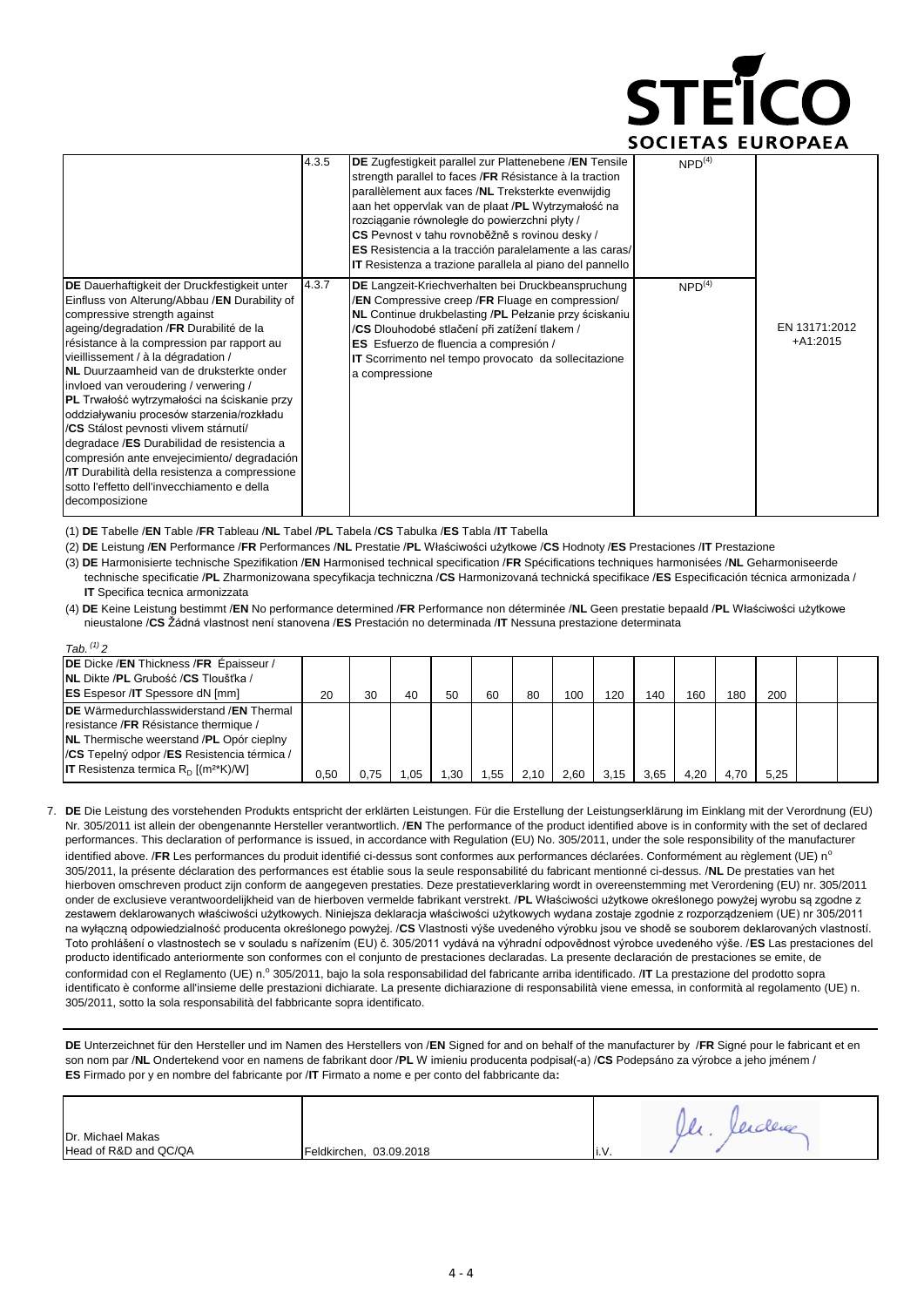| | | | | |
|---|---|---|---|---|
| | 4.3.5 | **DE** Zugfestigkeit parallel zur Plattenebene /**EN** Tensile strength parallel to faces /**FR** Résistance à la traction parallèlement aux faces /**NL** Treksterkte evenwijdig aan het oppervlak van de plaat /**PL** Wytrzymałość na rozciąganie równoległe do powierzchni płyty / **CS** Pevnost v tahu rovnoběžně s rovinou desky / **ES** Resistencia a la tracción paralelamente a las caras/ **IT** Resistenza a trazione parallela al piano del pannello | NPD[4] | EN 13171:2012 +A1:2015 |
| **DE** Dauerhaftigkeit der Druckfestigkeit unter Einfluss von Alterung/Abbau /**EN** Durability of compressive strength against ageing/degradation /**FR** Durabilité de la résistance à la compression par rapport au vieillissement / à la dégradation / **NL** Duurzaamheid van de druksterkte onder invloed van veroudering / verwering / **PL** Trwałość wytrzymałości na ściskanie przy oddziaływaniu procesów starzenia/rozkładu /**CS** Stálost pevnosti vlivem stárnutí/ degradace /**ES** Durabilidad de resistencia a compresión ante envejecimiento/ degradación /**IT** Durabilità della resistenza a compressione sotto l'effetto dell'invecchiamento e della decomposizione | 4.3.7 | **DE** Langzeit-Kriechverhalten bei Druckbeanspruchung /**EN** Compressive creep /**FR** Fluage en compression/ **NL** Continue drukbelasting /**PL** Pełzanie przy ściskaniu /**CS** Dlouhodobé stlačení při zatížení tlakem / **ES** Esfuerzo de fluencia a compresión / **IT** Scorrimento nel tempo provocato da sollecitazione a compressione | NPD[4] | |

(1) **DE** Tabelle /**EN** Table /**FR** Tableau /**NL** Tabel /**PL** Tabela /**CS** Tabulka /**ES** Tabla /**IT** Tabella

(2) **DE** Leistung /**EN** Performance /**FR** Performances /**NL** Prestatie /**PL** Właściwości użytkowe /**CS** Hodnoty /**ES** Prestaciones /**IT** Prestazione

(3) **DE** Harmonisierte technische Spezifikation /**EN** Harmonised technical specification /**FR** Spécifications techniques harmonisées /**NL** Geharmoniseerde technische specificatie /**PL** Zharmonizowana specyfikacja techniczna /**CS** Harmonizovaná technická specifikace /**ES** Especificación técnica armonizada / **IT** Specifica tecnica armonizzata

(4) **DE** Keine Leistung bestimmt /**EN** No performance determined /**FR** Performance non déterminée /**NL** Geen prestatie bepaald /**PL** Właściwości użytkowe nieustalone /**CS** Žádná vlastnost není stanovena /**ES** Prestación no determinada /**IT** Nessuna prestazione determinata

*Tab. (1) 2*

| | | | | | | | | | | | | | | |
|---|---|---|---|---|---|---|---|---|---|---|---|---|---|---|
| **DE** Dicke /**EN** Thickness /**FR** Épaisseur / **NL** Dikte /**PL** Grubość /**CS** Tloušťka / **ES** Espesor /**IT** Spessore dN [mm] | 20 | 30 | 40 | 50 | 60 | 80 | 100 | 120 | 140 | 160 | 180 | 200 | | |
| **DE** Wärmedurchlasswiderstand /**EN** Thermal resistance /**FR** Résistance thermique / **NL** Thermische weerstand /**PL** Opór cieplny /**CS** Tepelný odpor /**ES** Resistencia térmica / **IT** Resistenza termica $R_D$ [(m²*K)/W] | 0,50 | 0,75 | 1,05 | 1,30 | 1,55 | 2,10 | 2,60 | 3,15 | 3,65 | 4,20 | 4,70 | 5,25 | | |

7. **DE** Die Leistung des vorstehenden Produkts entspricht der erklärten Leistungen. Für die Erstellung der Leistungserklärung im Einklang mit der Verordnung (EU) Nr. 305/2011 ist allein der obengenannte Hersteller verantwortlich. /**EN** The performance of the product identified above is in conformity with the set of declared performances. This declaration of performance is issued, in accordance with Regulation (EU) No. 305/2011, under the sole responsibility of the manufacturer identified above. /**FR** Les performances du produit identifié ci-dessus sont conformes aux performances déclarées. Conformément au règlement (UE) n° 305/2011, la présente déclaration des performances est établie sous la seule responsabilité du fabricant mentionné ci-dessus. /**NL** De prestaties van het hierboven omschreven product zijn conform de aangegeven prestaties. Deze prestatieverklaring wordt in overeenstemming met Verordening (EU) nr. 305/2011 onder de exclusieve verantwoordelijkheid van de hierboven vermelde fabrikant verstrekt. /**PL** Właściwości użytkowe określonego powyżej wyrobu są zgodne z zestawem deklarowanych właściwości użytkowych. Niniejsza deklaracja właściwości użytkowych wydana zostaje zgodnie z rozporządzeniem (UE) nr 305/2011 na wyłączną odpowiedzialność producenta określonego powyżej. /**CS** Vlastnosti výše uvedeného výrobku jsou ve shodě se souborem deklarovaných vlastností. Toto prohlášení o vlastnostech se v souladu s nařízením (EU) č. 305/2011 vydává na výhradní odpovědnost výrobce uvedeného výše. /**ES** Las prestaciones del producto identificado anteriormente son conformes con el conjunto de prestaciones declaradas. La presente declaración de prestaciones se emite, de conformidad con el Reglamento (UE) n.° 305/2011, bajo la sola responsabilidad del fabricante arriba identificado. /**IT** La prestazione del prodotto sopra identificato è conforme all'insieme delle prestazioni dichiarate. La presente dichiarazione di responsabilità viene emessa, in conformità al regolamento (UE) n. 305/2011, sotto la sola responsabilità del fabbricante sopra identificato.

**DE** Unterzeichnet für den Hersteller und im Namen des Herstellers von /**EN** Signed for and on behalf of the manufacturer by /**FR** Signé pour le fabricant et en son nom par /**NL** Ondertekend voor en namens de fabrikant door /**PL** W imieniu producenta podpisał(-a) /**CS** Podepsáno za výrobce a jeho jménem / **ES** Firmado por y en nombre del fabricante por /**IT** Firmato a nome e per conto del fabbricante da**:**

| | | |
|---|---|---|
| Dr. Michael Makas<br>Head of R&D and QC/QA | Feldkirchen, 03.09.2018 | i.V. |